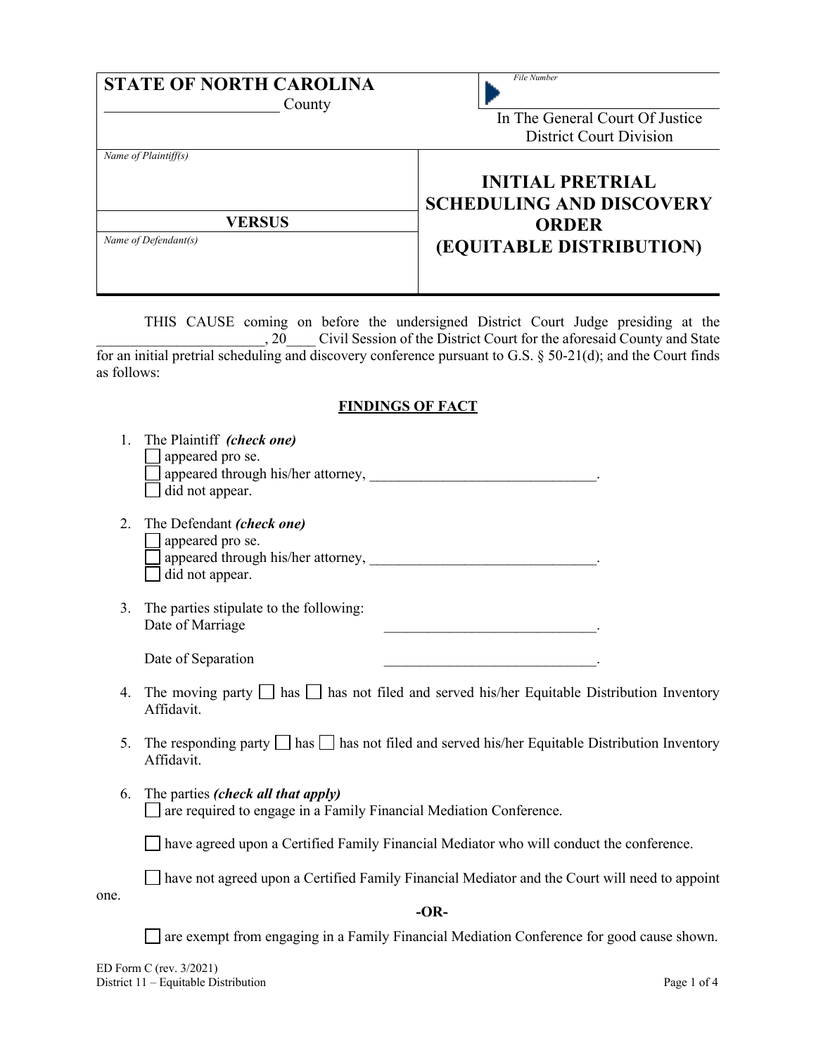| **STATE OF NORTH CAROLINA** | *File Number* |
|---|---|
| ______________________ County | In The General Court Of Justice District Court Division |

| *Name of Plaintiff(s)* | **INITIAL PRETRIAL SCHEDULING AND DISCOVERY ORDER (EQUITABLE DISTRIBUTION)** |
|---|---|
| **VERSUS** | |
| *Name of Defendant(s)* | |

THIS CAUSE coming on before the undersigned District Court Judge presiding at the ______________________, 20____ Civil Session of the District Court for the aforesaid County and State for an initial pretrial scheduling and discovery conference pursuant to G.S. § 50-21(d); and the Court finds as follows:

**FINDINGS OF FACT**

1. The Plaintiff *(check one)*
   - ☐ appeared pro se.
   - ☐ appeared through his/her attorney, _______________________________.
   - ☐ did not appear.

2. The Defendant *(check one)*
   - ☐ appeared pro se.
   - ☐ appeared through his/her attorney, _______________________________.
   - ☐ did not appear.

3. The parties stipulate to the following:
   Date of Marriage _____________________________.

   Date of Separation _____________________________.

4. The moving party ☐ has ☐ has not filed and served his/her Equitable Distribution Inventory Affidavit.

5. The responding party ☐ has ☐ has not filed and served his/her Equitable Distribution Inventory Affidavit.

6. The parties *(check all that apply)*
   ☐ are required to engage in a Family Financial Mediation Conference.

   ☐ have agreed upon a Certified Family Financial Mediator who will conduct the conference.

   ☐ have not agreed upon a Certified Family Financial Mediator and the Court will need to appoint one.

   **-OR-**

   ☐ are exempt from engaging in a Family Financial Mediation Conference for good cause shown.

ED Form C (rev. 3/2021)
District 11 – Equitable Distribution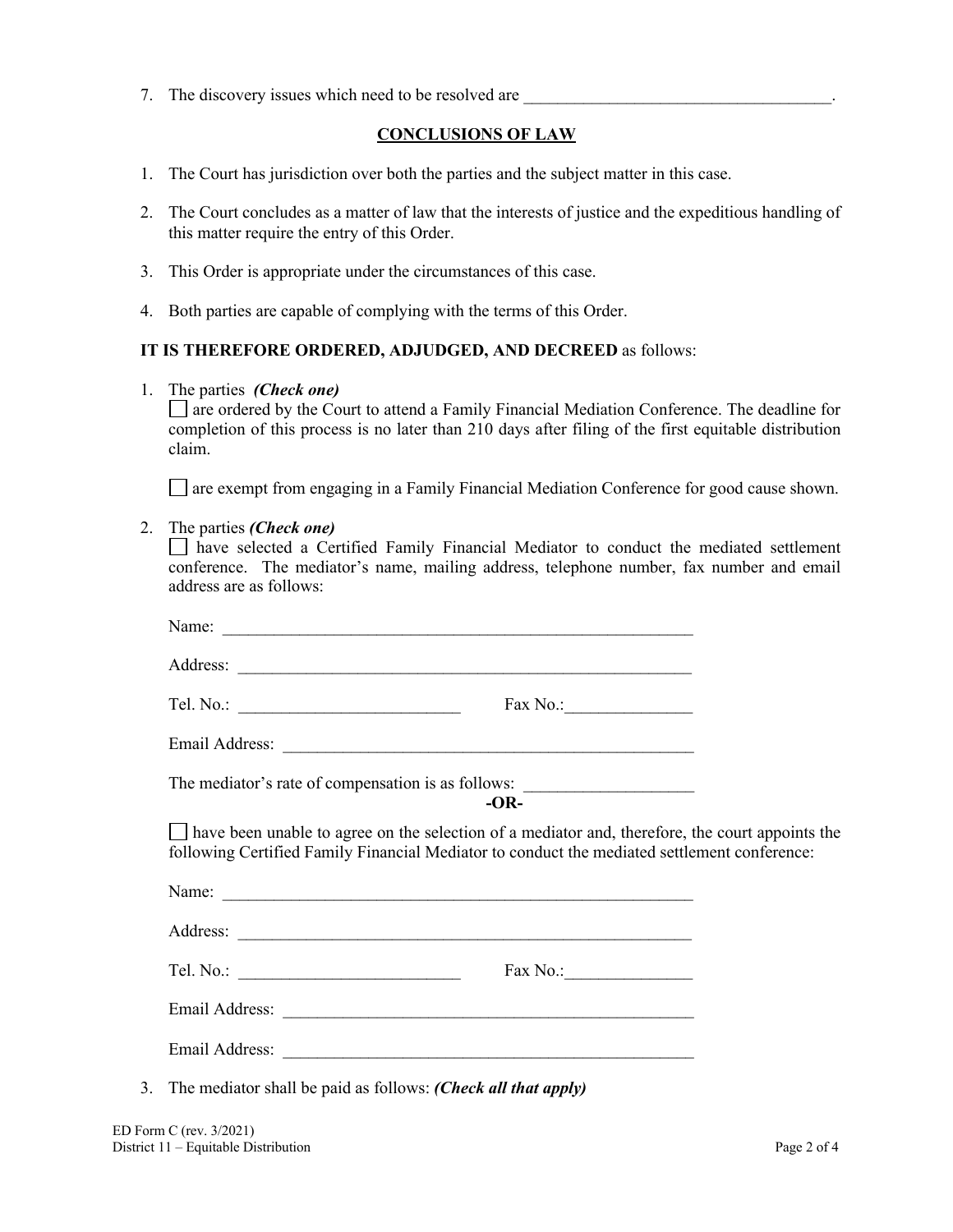7. The discovery issues which need to be resolved are ____________________________________.

## CONCLUSIONS OF LAW

1. The Court has jurisdiction over both the parties and the subject matter in this case.

2. The Court concludes as a matter of law that the interests of justice and the expeditious handling of this matter require the entry of this Order.

3. This Order is appropriate under the circumstances of this case.

4. Both parties are capable of complying with the terms of this Order.

**IT IS THEREFORE ORDERED, ADJUDGED, AND DECREED** as follows:

1. The parties ***(Check one)***

   ☐ are ordered by the Court to attend a Family Financial Mediation Conference. The deadline for completion of this process is no later than 210 days after filing of the first equitable distribution claim.

   ☐ are exempt from engaging in a Family Financial Mediation Conference for good cause shown.

2. The parties ***(Check one)***

   ☐ have selected a Certified Family Financial Mediator to conduct the mediated settlement conference. The mediator's name, mailing address, telephone number, fax number and email address are as follows:

   Name: ________________________________________________________

   Address: ______________________________________________________

   Tel. No.: __________________________ Fax No.:_______________

   Email Address: _________________________________________________

   The mediator's rate of compensation is as follows: ___________________

   **-OR-**

   ☐ have been unable to agree on the selection of a mediator and, therefore, the court appoints the following Certified Family Financial Mediator to conduct the mediated settlement conference:

   Name: ________________________________________________________

   Address: ______________________________________________________

   Tel. No.: __________________________ Fax No.:_______________

   Email Address: _________________________________________________

   Email Address: _________________________________________________

3. The mediator shall be paid as follows: ***(Check all that apply)***

ED Form C (rev. 3/2021)
District 11 – Equitable Distribution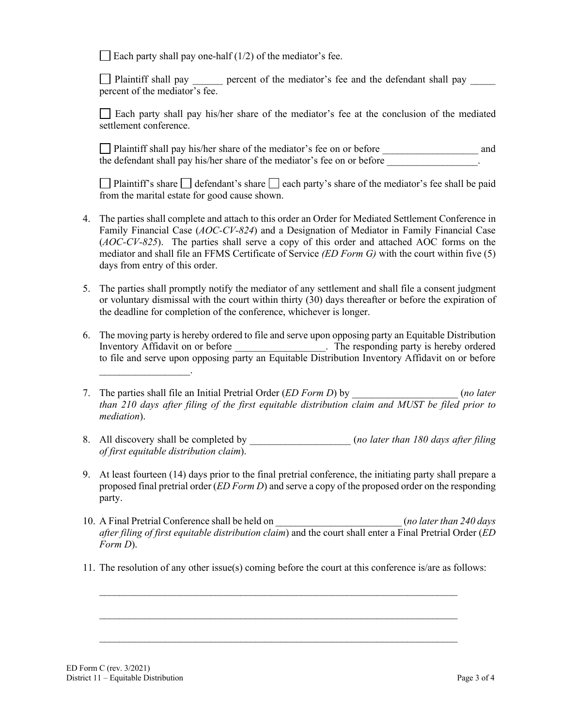☐ Each party shall pay one-half (1/2) of the mediator's fee.

☐ Plaintiff shall pay ______ percent of the mediator's fee and the defendant shall pay _____ percent of the mediator's fee.

☐ Each party shall pay his/her share of the mediator's fee at the conclusion of the mediated settlement conference.

☐ Plaintiff shall pay his/her share of the mediator's fee on or before ___________________ and the defendant shall pay his/her share of the mediator's fee on or before __________________.

☐ Plaintiff's share ☐ defendant's share ☐ each party's share of the mediator's fee shall be paid from the marital estate for good cause shown.

4. The parties shall complete and attach to this order an Order for Mediated Settlement Conference in Family Financial Case (*AOC-CV-824*) and a Designation of Mediator in Family Financial Case (*AOC-CV-825*). The parties shall serve a copy of this order and attached AOC forms on the mediator and shall file an FFMS Certificate of Service *(ED Form G)* with the court within five (5) days from entry of this order.

5. The parties shall promptly notify the mediator of any settlement and shall file a consent judgment or voluntary dismissal with the court within thirty (30) days thereafter or before the expiration of the deadline for completion of the conference, whichever is longer.

6. The moving party is hereby ordered to file and serve upon opposing party an Equitable Distribution Inventory Affidavit on or before __________________. The responding party is hereby ordered to file and serve upon opposing party an Equitable Distribution Inventory Affidavit on or before __________________.

7. The parties shall file an Initial Pretrial Order (*ED Form D*) by _____________________ (*no later than 210 days after filing of the first equitable distribution claim and MUST be filed prior to mediation*).

8. All discovery shall be completed by ____________________ (*no later than 180 days after filing of first equitable distribution claim*).

9. At least fourteen (14) days prior to the final pretrial conference, the initiating party shall prepare a proposed final pretrial order (*ED Form D*) and serve a copy of the proposed order on the responding party.

10. A Final Pretrial Conference shall be held on _________________________ (*no later than 240 days after filing of first equitable distribution claim*) and the court shall enter a Final Pretrial Order (*ED Form D*).

11. The resolution of any other issue(s) coming before the court at this conference is/are as follows:

____________________________________________________________________________

____________________________________________________________________________

____________________________________________________________________________

ED Form C (rev. 3/2021)
District 11 – Equitable Distribution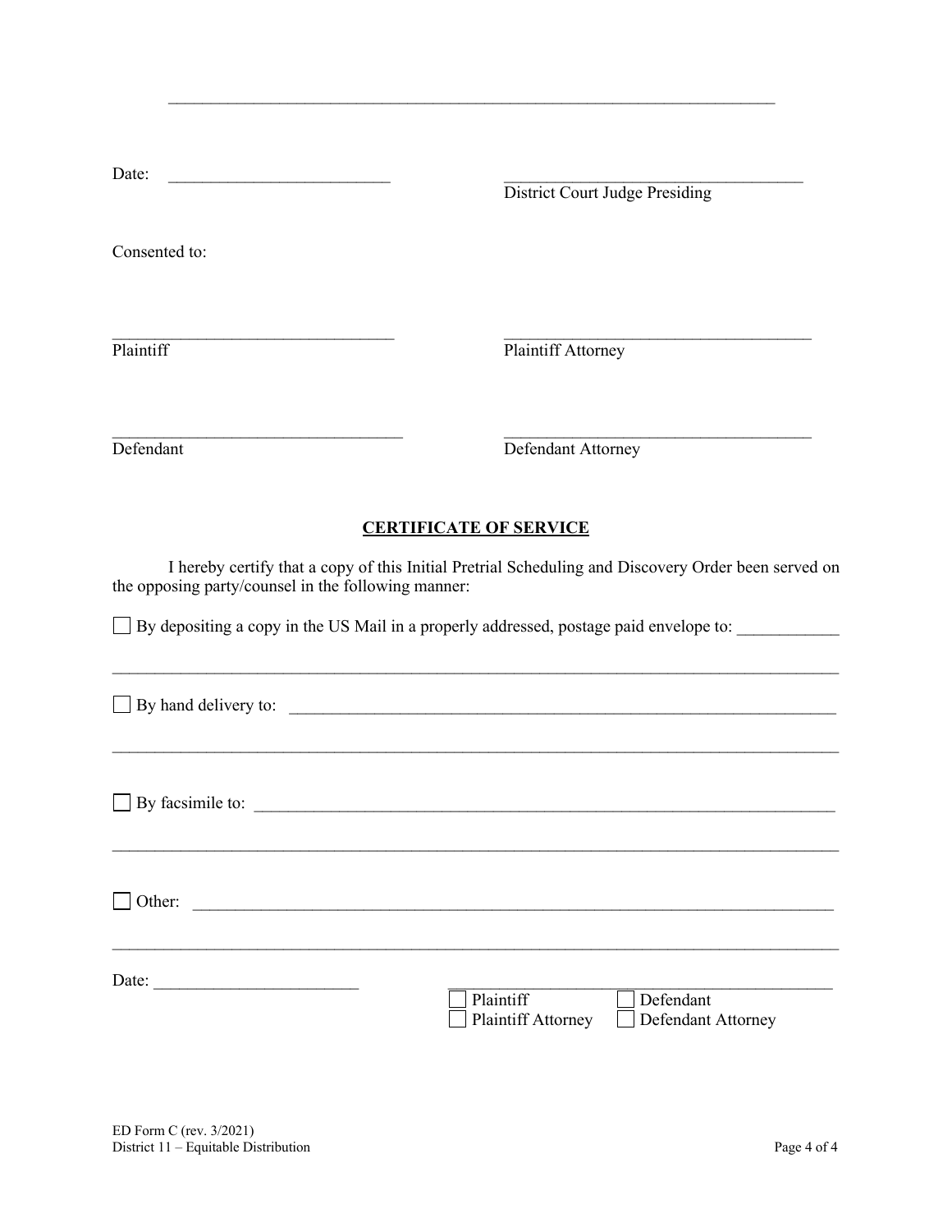\_\_\_\_\_\_\_\_\_\_\_\_\_\_\_\_\_\_\_\_\_\_\_\_\_\_\_\_\_\_\_\_\_\_\_\_\_\_\_\_\_\_\_\_\_\_\_\_\_\_\_\_\_\_\_\_\_\_\_\_\_\_\_\_\_\_\_\_\_\_

Date: \_\_\_\_\_\_\_\_\_\_\_\_\_\_\_\_\_\_\_\_\_\_\_\_\_\_ \_\_\_\_\_\_\_\_\_\_\_\_\_\_\_\_\_\_\_\_\_\_\_\_\_\_\_\_\_\_\_\_\_\_\_\_
District Court Judge Presiding

Consented to:

\_\_\_\_\_\_\_\_\_\_\_\_\_\_\_\_\_\_\_\_\_\_\_\_\_\_\_\_\_\_\_\_\_\_ \_\_\_\_\_\_\_\_\_\_\_\_\_\_\_\_\_\_\_\_\_\_\_\_\_\_\_\_\_\_\_\_\_\_\_\_\_
Plaintiff Plaintiff Attorney

\_\_\_\_\_\_\_\_\_\_\_\_\_\_\_\_\_\_\_\_\_\_\_\_\_\_\_\_\_\_\_\_\_\_\_ \_\_\_\_\_\_\_\_\_\_\_\_\_\_\_\_\_\_\_\_\_\_\_\_\_\_\_\_\_\_\_\_\_\_\_\_\_
Defendant Defendant Attorney

## **CERTIFICATE OF SERVICE**

I hereby certify that a copy of this Initial Pretrial Scheduling and Discovery Order been served on the opposing party/counsel in the following manner:

☐ By depositing a copy in the US Mail in a properly addressed, postage paid envelope to: \_\_\_\_\_\_\_\_\_\_\_\_

\_\_\_\_\_\_\_\_\_\_\_\_\_\_\_\_\_\_\_\_\_\_\_\_\_\_\_\_\_\_\_\_\_\_\_\_\_\_\_\_\_\_\_\_\_\_\_\_\_\_\_\_\_\_\_\_\_\_\_\_\_\_\_\_\_\_\_\_\_\_\_\_\_\_\_\_\_\_\_\_\_\_\_\_

☐ By hand delivery to: \_\_\_\_\_\_\_\_\_\_\_\_\_\_\_\_\_\_\_\_\_\_\_\_\_\_\_\_\_\_\_\_\_\_\_\_\_\_\_\_\_\_\_\_\_\_\_\_\_\_\_\_\_\_\_\_\_\_\_\_\_\_\_\_\_

\_\_\_\_\_\_\_\_\_\_\_\_\_\_\_\_\_\_\_\_\_\_\_\_\_\_\_\_\_\_\_\_\_\_\_\_\_\_\_\_\_\_\_\_\_\_\_\_\_\_\_\_\_\_\_\_\_\_\_\_\_\_\_\_\_\_\_\_\_\_\_\_\_\_\_\_\_\_\_\_\_\_\_\_

☐ By facsimile to: \_\_\_\_\_\_\_\_\_\_\_\_\_\_\_\_\_\_\_\_\_\_\_\_\_\_\_\_\_\_\_\_\_\_\_\_\_\_\_\_\_\_\_\_\_\_\_\_\_\_\_\_\_\_\_\_\_\_\_\_\_\_\_\_\_\_\_\_\_

\_\_\_\_\_\_\_\_\_\_\_\_\_\_\_\_\_\_\_\_\_\_\_\_\_\_\_\_\_\_\_\_\_\_\_\_\_\_\_\_\_\_\_\_\_\_\_\_\_\_\_\_\_\_\_\_\_\_\_\_\_\_\_\_\_\_\_\_\_\_\_\_\_\_\_\_\_\_\_\_\_\_\_\_

☐ Other: \_\_\_\_\_\_\_\_\_\_\_\_\_\_\_\_\_\_\_\_\_\_\_\_\_\_\_\_\_\_\_\_\_\_\_\_\_\_\_\_\_\_\_\_\_\_\_\_\_\_\_\_\_\_\_\_\_\_\_\_\_\_\_\_\_\_\_\_\_\_\_\_\_\_\_

\_\_\_\_\_\_\_\_\_\_\_\_\_\_\_\_\_\_\_\_\_\_\_\_\_\_\_\_\_\_\_\_\_\_\_\_\_\_\_\_\_\_\_\_\_\_\_\_\_\_\_\_\_\_\_\_\_\_\_\_\_\_\_\_\_\_\_\_\_\_\_\_\_\_\_\_\_\_\_\_\_\_\_\_

Date: \_\_\_\_\_\_\_\_\_\_\_\_\_\_\_\_\_\_\_\_\_\_\_\_\_ \_\_\_\_\_\_\_\_\_\_\_\_\_\_\_\_\_\_\_\_\_\_\_\_\_\_\_\_\_\_\_\_\_\_\_\_\_\_\_\_\_\_\_\_\_\_\_\_\_\_
☐ Plaintiff ☐ Defendant
☐ Plaintiff Attorney ☐ Defendant Attorney

ED Form C (rev. 3/2021)
District 11 – Equitable Distribution